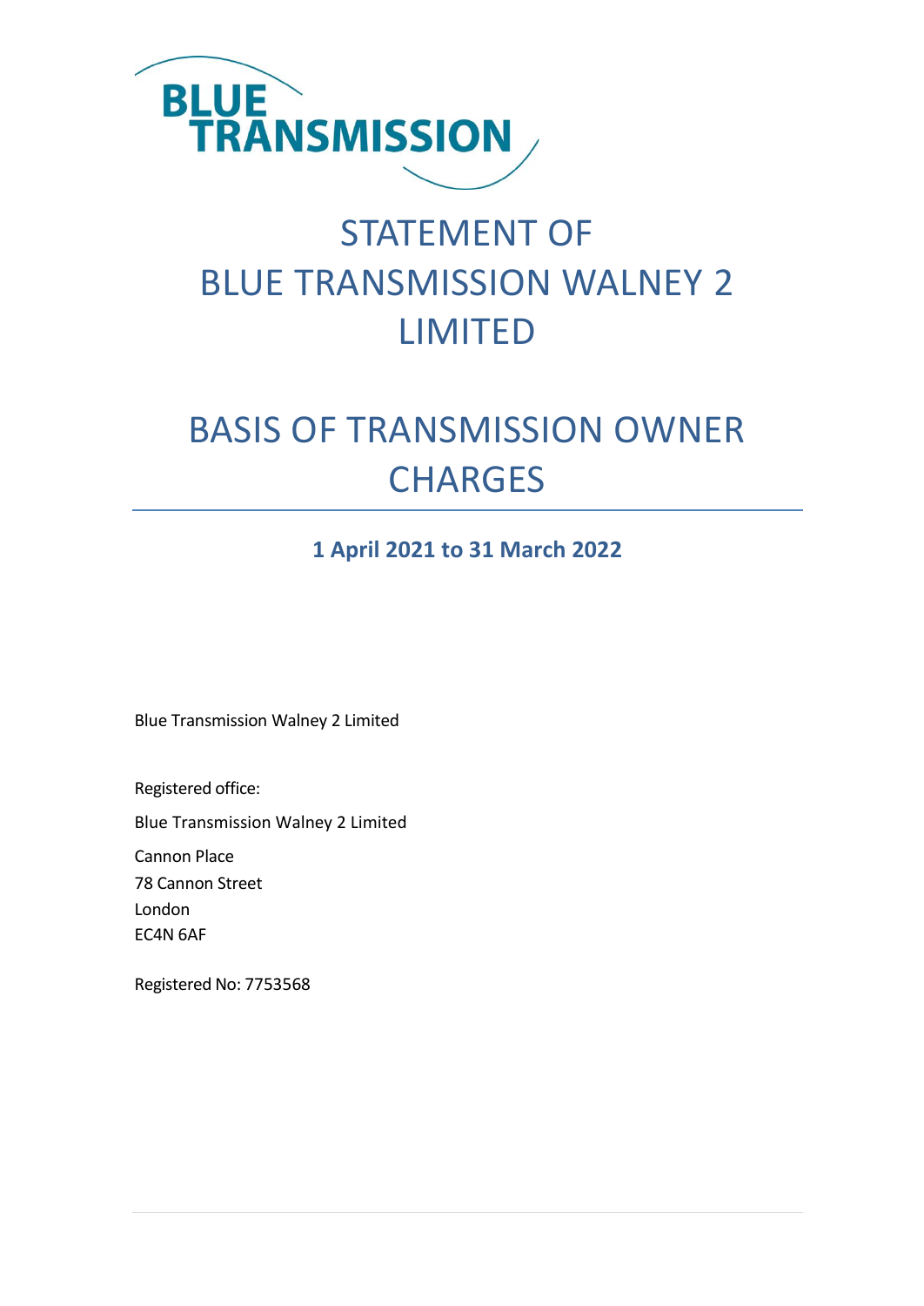BLUE TRANSMISSION

# STATEMENT OF BLUE TRANSMISSION WALNEY 2 LIMITED

# BASIS OF TRANSMISSION OWNER CHARGES

**1 April 2021 to 31 March 2022**

Blue Transmission Walney 2 Limited

Registered office:

Blue Transmission Walney 2 Limited

Cannon Place
78 Cannon Street
London
EC4N 6AF

Registered No: 7753568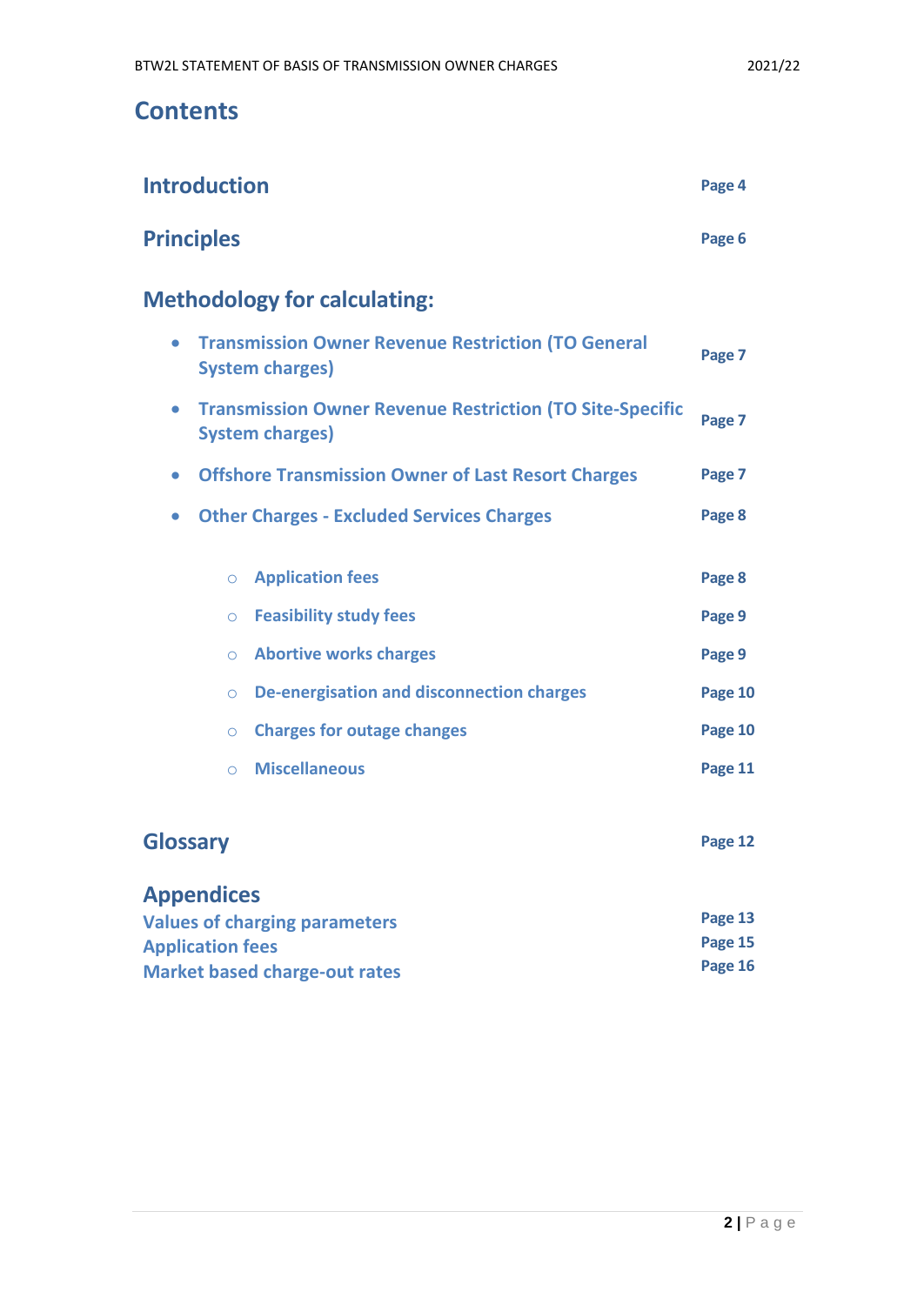# Contents

| | |
|---|---|
| **Introduction** | **Page 4** |
| **Principles** | **Page 6** |
| **Methodology for calculating:** | |
| • Transmission Owner Revenue Restriction (TO General System charges) | **Page 7** |
| • Transmission Owner Revenue Restriction (TO Site-Specific System charges) | **Page 7** |
| • Offshore Transmission Owner of Last Resort Charges | **Page 7** |
| • Other Charges - Excluded Services Charges | **Page 8** |
| ○ Application fees | **Page 8** |
| ○ Feasibility study fees | **Page 9** |
| ○ Abortive works charges | **Page 9** |
| ○ De-energisation and disconnection charges | **Page 10** |
| ○ Charges for outage changes | **Page 10** |
| ○ Miscellaneous | **Page 11** |
| **Glossary** | **Page 12** |
| **Appendices** | |
| Values of charging parameters | **Page 13** |
| Application fees | **Page 15** |
| Market based charge-out rates | **Page 16** |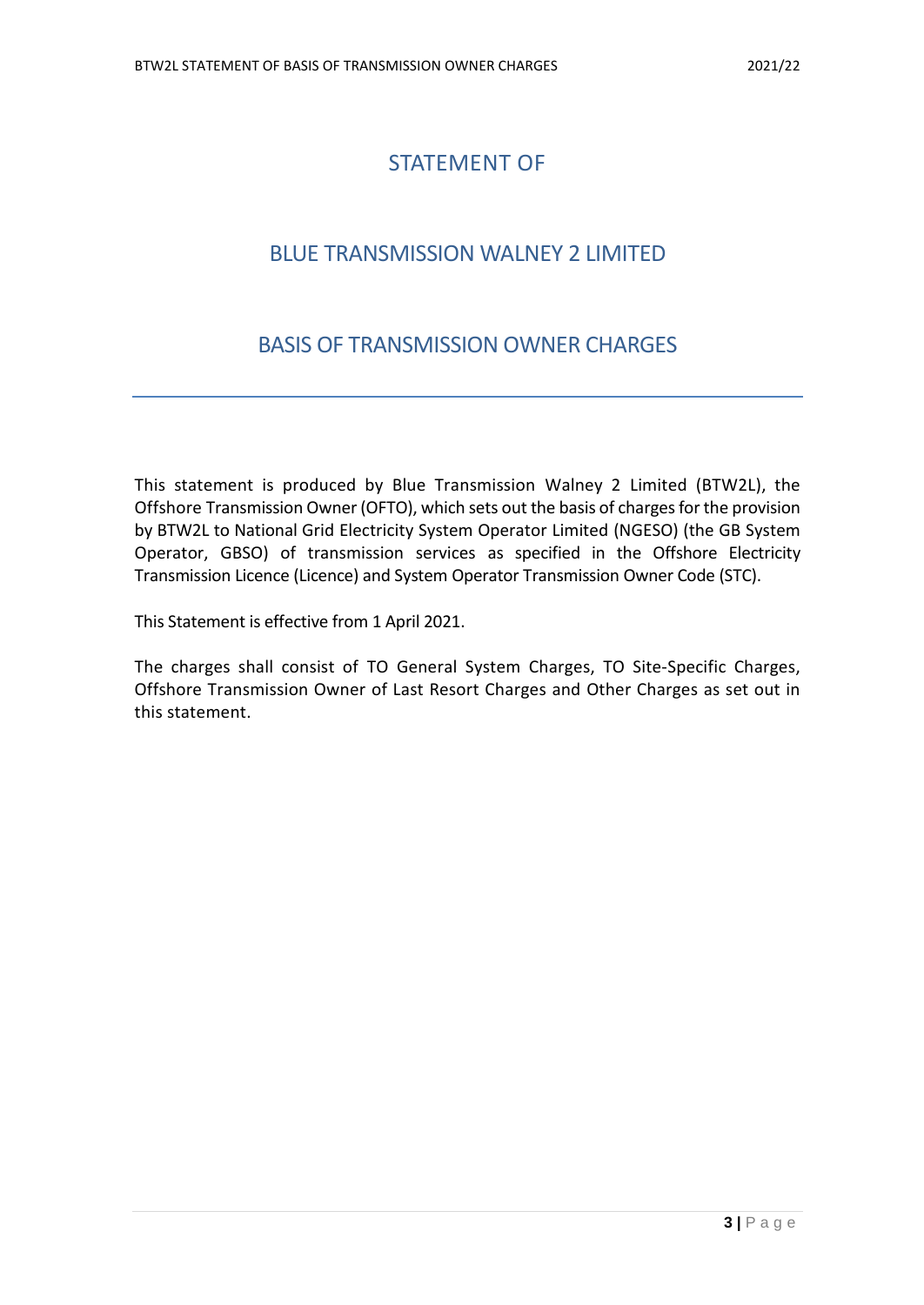# STATEMENT OF

# BLUE TRANSMISSION WALNEY 2 LIMITED

# BASIS OF TRANSMISSION OWNER CHARGES

---

This statement is produced by Blue Transmission Walney 2 Limited (BTW2L), the Offshore Transmission Owner (OFTO), which sets out the basis of charges for the provision by BTW2L to National Grid Electricity System Operator Limited (NGESO) (the GB System Operator, GBSO) of transmission services as specified in the Offshore Electricity Transmission Licence (Licence) and System Operator Transmission Owner Code (STC).

This Statement is effective from 1 April 2021.

The charges shall consist of TO General System Charges, TO Site-Specific Charges, Offshore Transmission Owner of Last Resort Charges and Other Charges as set out in this statement.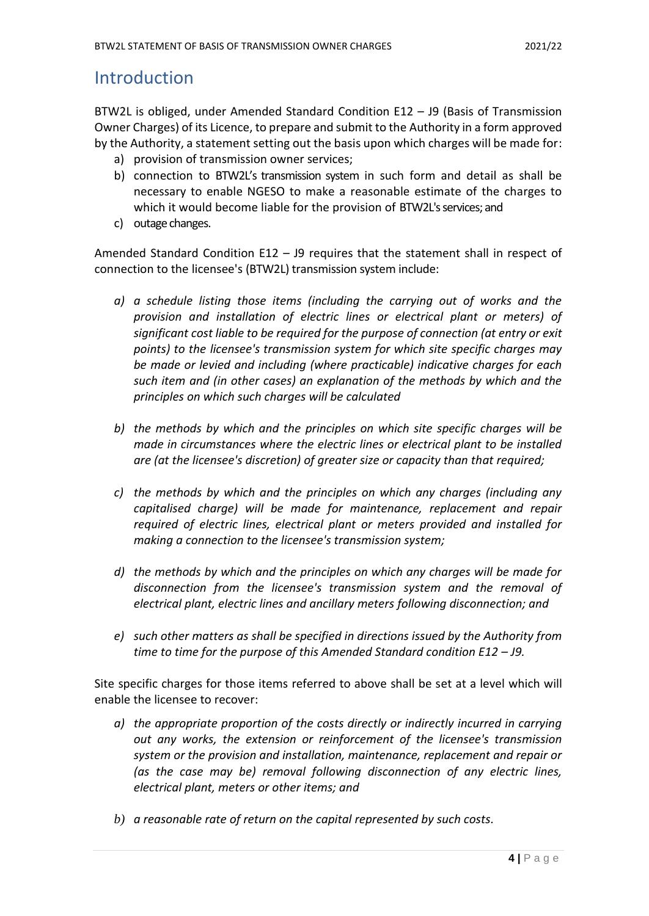# Introduction

BTW2L is obliged, under Amended Standard Condition E12 – J9 (Basis of Transmission Owner Charges) of its Licence, to prepare and submit to the Authority in a form approved by the Authority, a statement setting out the basis upon which charges will be made for:

a) provision of transmission owner services;
b) connection to BTW2L's transmission system in such form and detail as shall be necessary to enable NGESO to make a reasonable estimate of the charges to which it would become liable for the provision of BTW2L's services; and
c) outage changes.

Amended Standard Condition E12 – J9 requires that the statement shall in respect of connection to the licensee's (BTW2L) transmission system include:

*a) a schedule listing those items (including the carrying out of works and the provision and installation of electric lines or electrical plant or meters) of significant cost liable to be required for the purpose of connection (at entry or exit points) to the licensee's transmission system for which site specific charges may be made or levied and including (where practicable) indicative charges for each such item and (in other cases) an explanation of the methods by which and the principles on which such charges will be calculated*

*b) the methods by which and the principles on which site specific charges will be made in circumstances where the electric lines or electrical plant to be installed are (at the licensee's discretion) of greater size or capacity than that required;*

*c) the methods by which and the principles on which any charges (including any capitalised charge) will be made for maintenance, replacement and repair required of electric lines, electrical plant or meters provided and installed for making a connection to the licensee's transmission system;*

*d) the methods by which and the principles on which any charges will be made for disconnection from the licensee's transmission system and the removal of electrical plant, electric lines and ancillary meters following disconnection; and*

*e) such other matters as shall be specified in directions issued by the Authority from time to time for the purpose of this Amended Standard condition E12 – J9.*

Site specific charges for those items referred to above shall be set at a level which will enable the licensee to recover:

*a) the appropriate proportion of the costs directly or indirectly incurred in carrying out any works, the extension or reinforcement of the licensee's transmission system or the provision and installation, maintenance, replacement and repair or (as the case may be) removal following disconnection of any electric lines, electrical plant, meters or other items; and*

*b) a reasonable rate of return on the capital represented by such costs.*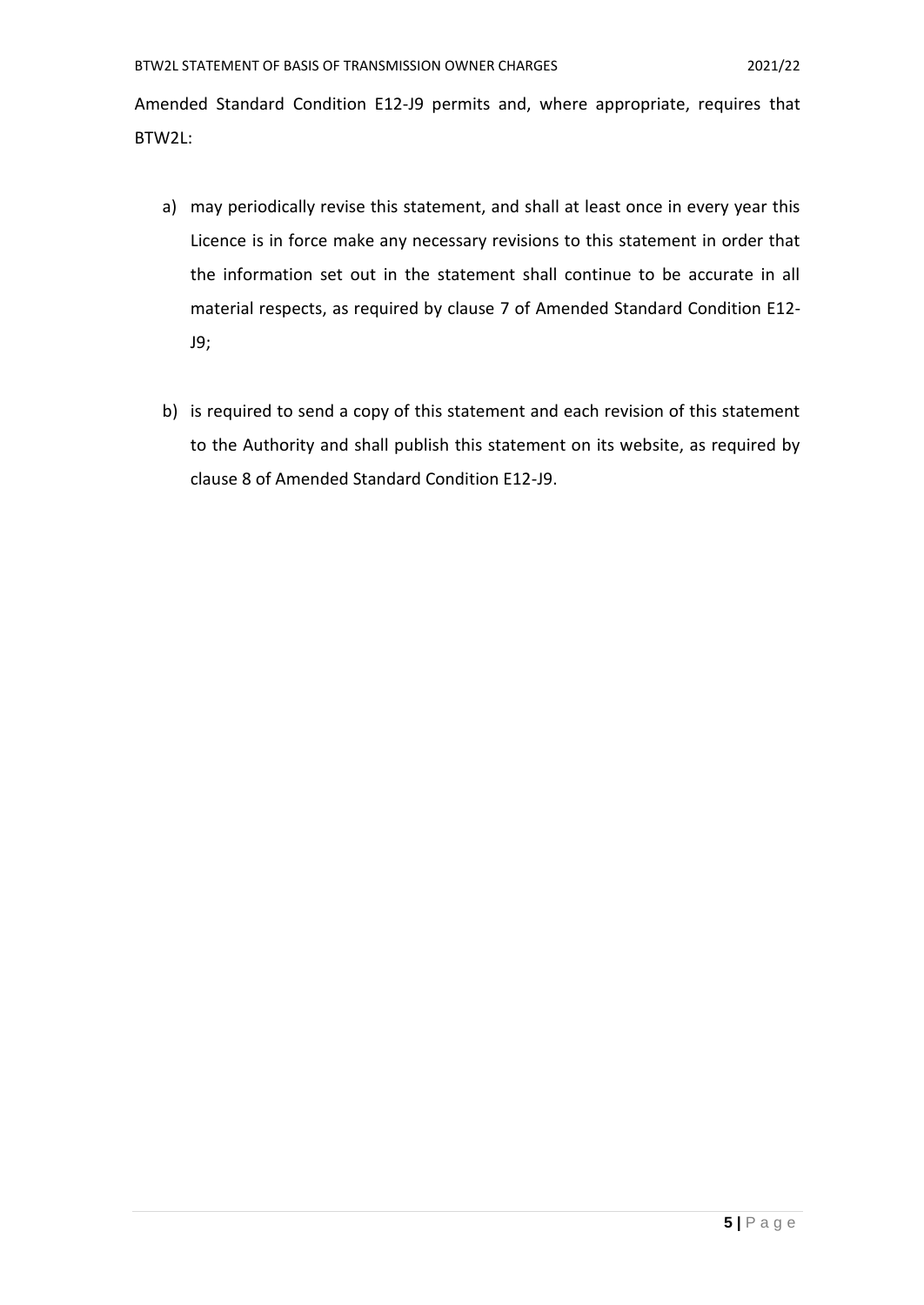Amended Standard Condition E12-J9 permits and, where appropriate, requires that BTW2L:

a) may periodically revise this statement, and shall at least once in every year this Licence is in force make any necessary revisions to this statement in order that the information set out in the statement shall continue to be accurate in all material respects, as required by clause 7 of Amended Standard Condition E12-J9;

b) is required to send a copy of this statement and each revision of this statement to the Authority and shall publish this statement on its website, as required by clause 8 of Amended Standard Condition E12-J9.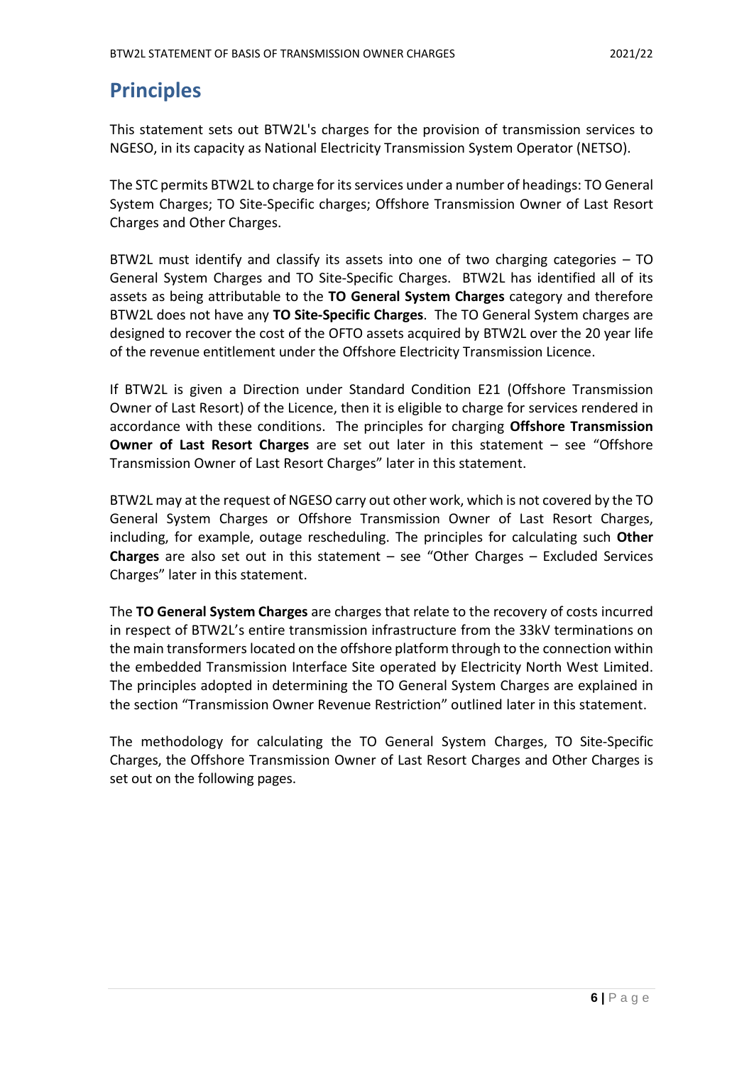# Principles

This statement sets out BTW2L's charges for the provision of transmission services to NGESO, in its capacity as National Electricity Transmission System Operator (NETSO).

The STC permits BTW2L to charge for its services under a number of headings: TO General System Charges; TO Site-Specific charges; Offshore Transmission Owner of Last Resort Charges and Other Charges.

BTW2L must identify and classify its assets into one of two charging categories – TO General System Charges and TO Site-Specific Charges. BTW2L has identified all of its assets as being attributable to the **TO General System Charges** category and therefore BTW2L does not have any **TO Site-Specific Charges**. The TO General System charges are designed to recover the cost of the OFTO assets acquired by BTW2L over the 20 year life of the revenue entitlement under the Offshore Electricity Transmission Licence.

If BTW2L is given a Direction under Standard Condition E21 (Offshore Transmission Owner of Last Resort) of the Licence, then it is eligible to charge for services rendered in accordance with these conditions. The principles for charging **Offshore Transmission Owner of Last Resort Charges** are set out later in this statement – see "Offshore Transmission Owner of Last Resort Charges" later in this statement.

BTW2L may at the request of NGESO carry out other work, which is not covered by the TO General System Charges or Offshore Transmission Owner of Last Resort Charges, including, for example, outage rescheduling. The principles for calculating such **Other Charges** are also set out in this statement – see "Other Charges – Excluded Services Charges" later in this statement.

The **TO General System Charges** are charges that relate to the recovery of costs incurred in respect of BTW2L's entire transmission infrastructure from the 33kV terminations on the main transformers located on the offshore platform through to the connection within the embedded Transmission Interface Site operated by Electricity North West Limited. The principles adopted in determining the TO General System Charges are explained in the section "Transmission Owner Revenue Restriction" outlined later in this statement.

The methodology for calculating the TO General System Charges, TO Site-Specific Charges, the Offshore Transmission Owner of Last Resort Charges and Other Charges is set out on the following pages.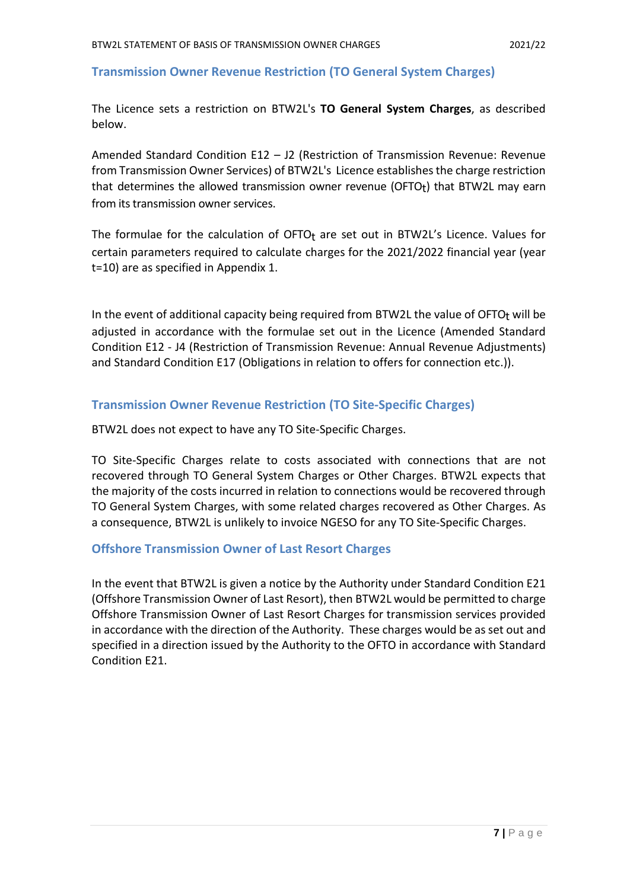## Transmission Owner Revenue Restriction (TO General System Charges)

The Licence sets a restriction on BTW2L's **TO General System Charges**, as described below.

Amended Standard Condition E12 – J2 (Restriction of Transmission Revenue: Revenue from Transmission Owner Services) of BTW2L's Licence establishes the charge restriction that determines the allowed transmission owner revenue ($OFTO_t$) that BTW2L may earn from its transmission owner services.

The formulae for the calculation of $OFTO_t$ are set out in BTW2L's Licence. Values for certain parameters required to calculate charges for the 2021/2022 financial year (year t=10) are as specified in Appendix 1.

In the event of additional capacity being required from BTW2L the value of $OFTO_t$ will be adjusted in accordance with the formulae set out in the Licence (Amended Standard Condition E12 - J4 (Restriction of Transmission Revenue: Annual Revenue Adjustments) and Standard Condition E17 (Obligations in relation to offers for connection etc.)).

## Transmission Owner Revenue Restriction (TO Site-Specific Charges)

BTW2L does not expect to have any TO Site-Specific Charges.

TO Site-Specific Charges relate to costs associated with connections that are not recovered through TO General System Charges or Other Charges. BTW2L expects that the majority of the costs incurred in relation to connections would be recovered through TO General System Charges, with some related charges recovered as Other Charges. As a consequence, BTW2L is unlikely to invoice NGESO for any TO Site-Specific Charges.

## Offshore Transmission Owner of Last Resort Charges

In the event that BTW2L is given a notice by the Authority under Standard Condition E21 (Offshore Transmission Owner of Last Resort), then BTW2L would be permitted to charge Offshore Transmission Owner of Last Resort Charges for transmission services provided in accordance with the direction of the Authority. These charges would be as set out and specified in a direction issued by the Authority to the OFTO in accordance with Standard Condition E21.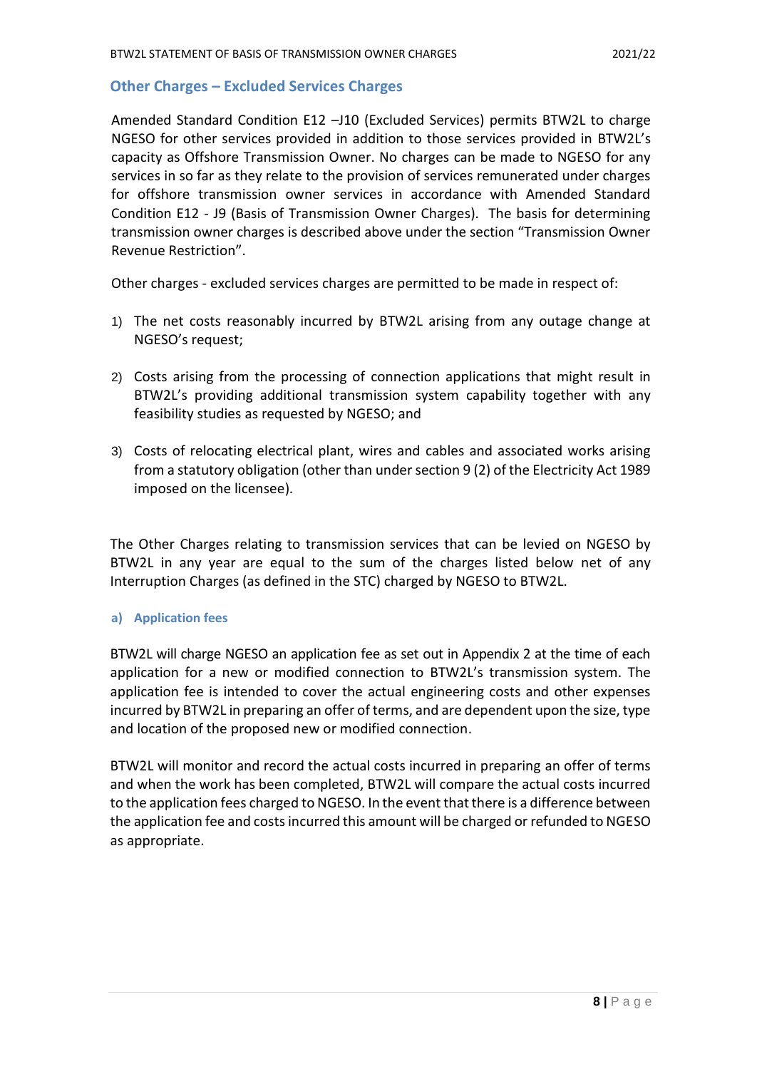## Other Charges – Excluded Services Charges

Amended Standard Condition E12 –J10 (Excluded Services) permits BTW2L to charge NGESO for other services provided in addition to those services provided in BTW2L's capacity as Offshore Transmission Owner. No charges can be made to NGESO for any services in so far as they relate to the provision of services remunerated under charges for offshore transmission owner services in accordance with Amended Standard Condition E12 - J9 (Basis of Transmission Owner Charges). The basis for determining transmission owner charges is described above under the section "Transmission Owner Revenue Restriction".

Other charges - excluded services charges are permitted to be made in respect of:

1) The net costs reasonably incurred by BTW2L arising from any outage change at NGESO's request;

2) Costs arising from the processing of connection applications that might result in BTW2L's providing additional transmission system capability together with any feasibility studies as requested by NGESO; and

3) Costs of relocating electrical plant, wires and cables and associated works arising from a statutory obligation (other than under section 9 (2) of the Electricity Act 1989 imposed on the licensee).

The Other Charges relating to transmission services that can be levied on NGESO by BTW2L in any year are equal to the sum of the charges listed below net of any Interruption Charges (as defined in the STC) charged by NGESO to BTW2L.

### a) Application fees

BTW2L will charge NGESO an application fee as set out in Appendix 2 at the time of each application for a new or modified connection to BTW2L's transmission system. The application fee is intended to cover the actual engineering costs and other expenses incurred by BTW2L in preparing an offer of terms, and are dependent upon the size, type and location of the proposed new or modified connection.

BTW2L will monitor and record the actual costs incurred in preparing an offer of terms and when the work has been completed, BTW2L will compare the actual costs incurred to the application fees charged to NGESO. In the event that there is a difference between the application fee and costs incurred this amount will be charged or refunded to NGESO as appropriate.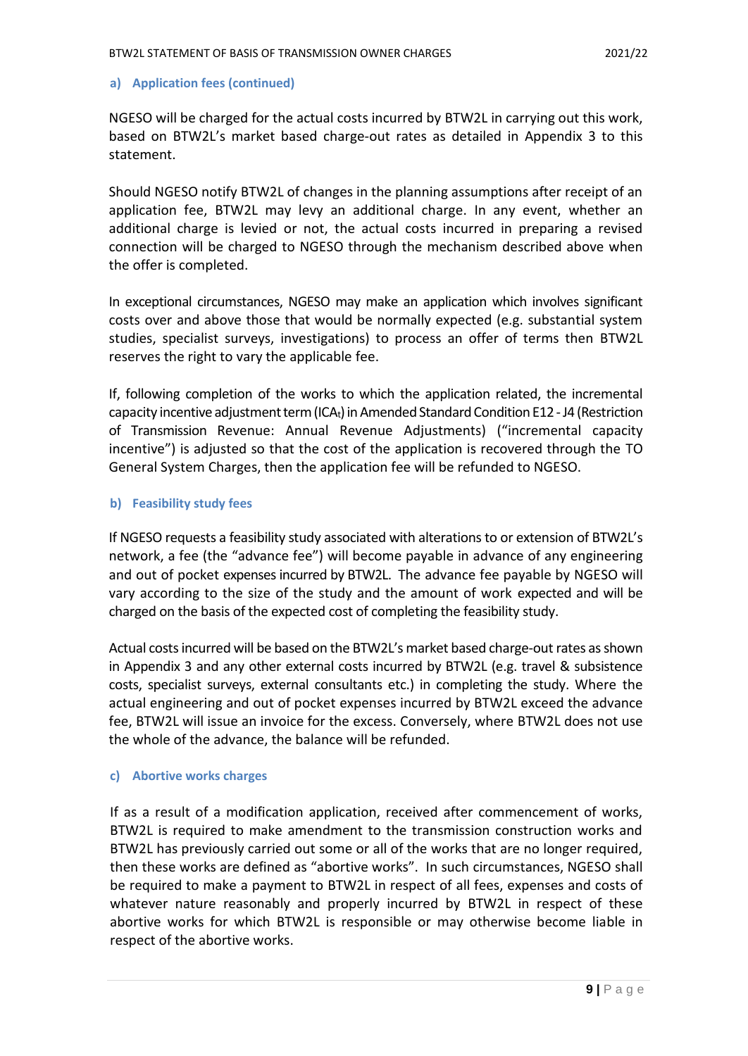### a) Application fees (continued)

NGESO will be charged for the actual costs incurred by BTW2L in carrying out this work, based on BTW2L's market based charge-out rates as detailed in Appendix 3 to this statement.

Should NGESO notify BTW2L of changes in the planning assumptions after receipt of an application fee, BTW2L may levy an additional charge. In any event, whether an additional charge is levied or not, the actual costs incurred in preparing a revised connection will be charged to NGESO through the mechanism described above when the offer is completed.

In exceptional circumstances, NGESO may make an application which involves significant costs over and above those that would be normally expected (e.g. substantial system studies, specialist surveys, investigations) to process an offer of terms then BTW2L reserves the right to vary the applicable fee.

If, following completion of the works to which the application related, the incremental capacity incentive adjustment term ($ICA_t$) in Amended Standard Condition E12 - J4 (Restriction of Transmission Revenue: Annual Revenue Adjustments) ("incremental capacity incentive") is adjusted so that the cost of the application is recovered through the TO General System Charges, then the application fee will be refunded to NGESO.

### b) Feasibility study fees

If NGESO requests a feasibility study associated with alterations to or extension of BTW2L's network, a fee (the "advance fee") will become payable in advance of any engineering and out of pocket expenses incurred by BTW2L. The advance fee payable by NGESO will vary according to the size of the study and the amount of work expected and will be charged on the basis of the expected cost of completing the feasibility study.

Actual costs incurred will be based on the BTW2L's market based charge-out rates as shown in Appendix 3 and any other external costs incurred by BTW2L (e.g. travel & subsistence costs, specialist surveys, external consultants etc.) in completing the study. Where the actual engineering and out of pocket expenses incurred by BTW2L exceed the advance fee, BTW2L will issue an invoice for the excess. Conversely, where BTW2L does not use the whole of the advance, the balance will be refunded.

### c) Abortive works charges

If as a result of a modification application, received after commencement of works, BTW2L is required to make amendment to the transmission construction works and BTW2L has previously carried out some or all of the works that are no longer required, then these works are defined as "abortive works". In such circumstances, NGESO shall be required to make a payment to BTW2L in respect of all fees, expenses and costs of whatever nature reasonably and properly incurred by BTW2L in respect of these abortive works for which BTW2L is responsible or may otherwise become liable in respect of the abortive works.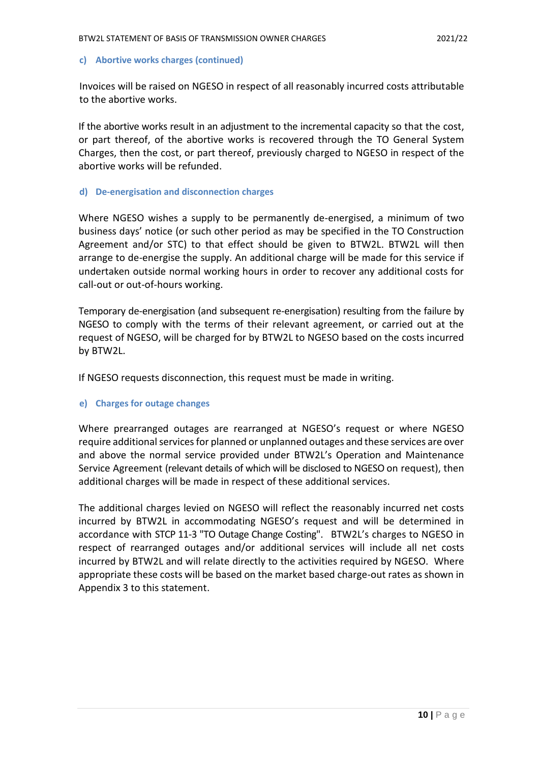### c) Abortive works charges (continued)

Invoices will be raised on NGESO in respect of all reasonably incurred costs attributable to the abortive works.

If the abortive works result in an adjustment to the incremental capacity so that the cost, or part thereof, of the abortive works is recovered through the TO General System Charges, then the cost, or part thereof, previously charged to NGESO in respect of the abortive works will be refunded.

### d) De-energisation and disconnection charges

Where NGESO wishes a supply to be permanently de-energised, a minimum of two business days' notice (or such other period as may be specified in the TO Construction Agreement and/or STC) to that effect should be given to BTW2L. BTW2L will then arrange to de-energise the supply. An additional charge will be made for this service if undertaken outside normal working hours in order to recover any additional costs for call-out or out-of-hours working.

Temporary de-energisation (and subsequent re-energisation) resulting from the failure by NGESO to comply with the terms of their relevant agreement, or carried out at the request of NGESO, will be charged for by BTW2L to NGESO based on the costs incurred by BTW2L.

If NGESO requests disconnection, this request must be made in writing.

### e) Charges for outage changes

Where prearranged outages are rearranged at NGESO's request or where NGESO require additional services for planned or unplanned outages and these services are over and above the normal service provided under BTW2L's Operation and Maintenance Service Agreement (relevant details of which will be disclosed to NGESO on request), then additional charges will be made in respect of these additional services.

The additional charges levied on NGESO will reflect the reasonably incurred net costs incurred by BTW2L in accommodating NGESO's request and will be determined in accordance with STCP 11-3 "TO Outage Change Costing". BTW2L's charges to NGESO in respect of rearranged outages and/or additional services will include all net costs incurred by BTW2L and will relate directly to the activities required by NGESO. Where appropriate these costs will be based on the market based charge-out rates as shown in Appendix 3 to this statement.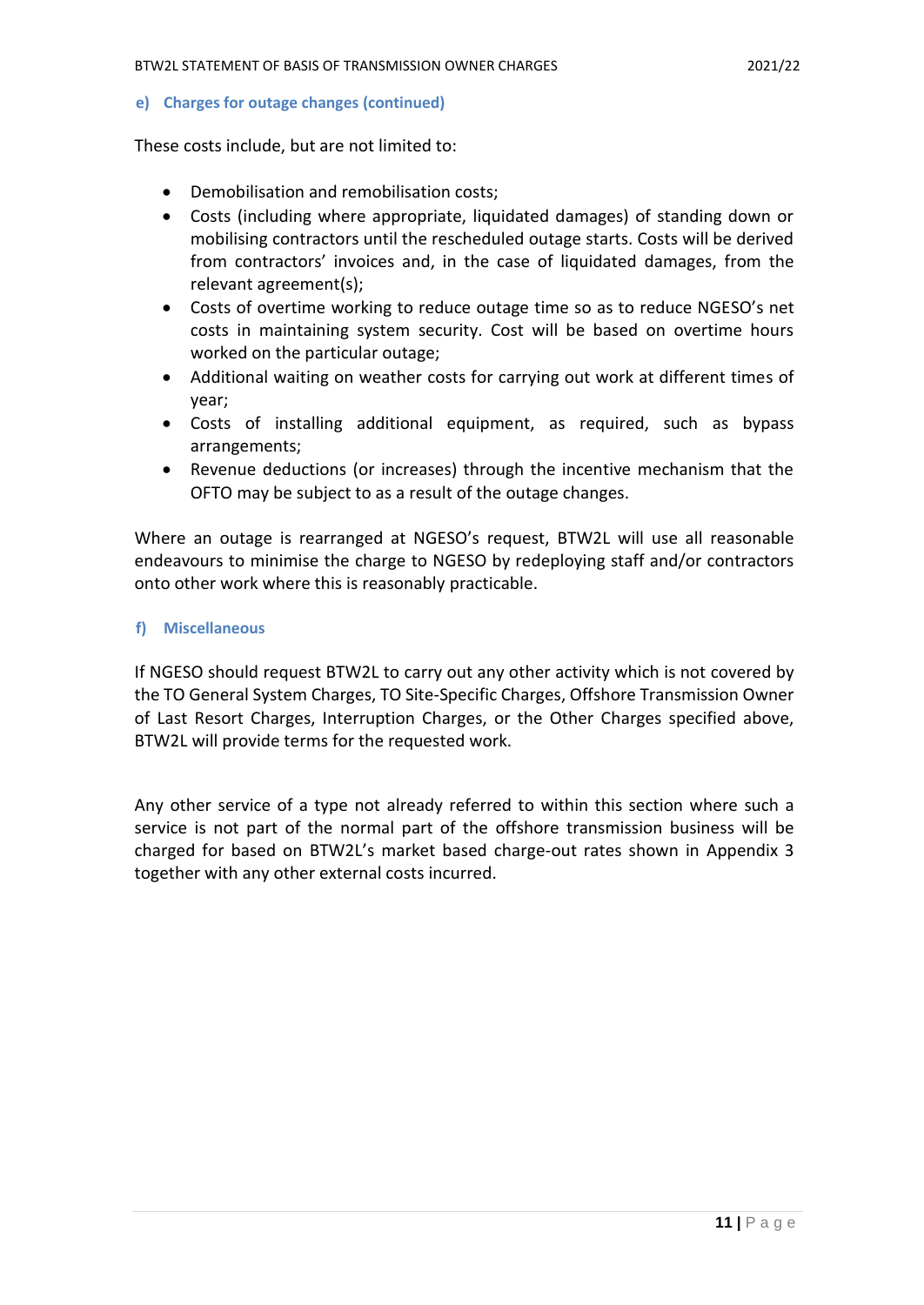#### e) Charges for outage changes (continued)

These costs include, but are not limited to:

- Demobilisation and remobilisation costs;
- Costs (including where appropriate, liquidated damages) of standing down or mobilising contractors until the rescheduled outage starts. Costs will be derived from contractors' invoices and, in the case of liquidated damages, from the relevant agreement(s);
- Costs of overtime working to reduce outage time so as to reduce NGESO's net costs in maintaining system security. Cost will be based on overtime hours worked on the particular outage;
- Additional waiting on weather costs for carrying out work at different times of year;
- Costs of installing additional equipment, as required, such as bypass arrangements;
- Revenue deductions (or increases) through the incentive mechanism that the OFTO may be subject to as a result of the outage changes.

Where an outage is rearranged at NGESO's request, BTW2L will use all reasonable endeavours to minimise the charge to NGESO by redeploying staff and/or contractors onto other work where this is reasonably practicable.

#### f) Miscellaneous

If NGESO should request BTW2L to carry out any other activity which is not covered by the TO General System Charges, TO Site-Specific Charges, Offshore Transmission Owner of Last Resort Charges, Interruption Charges, or the Other Charges specified above, BTW2L will provide terms for the requested work.

Any other service of a type not already referred to within this section where such a service is not part of the normal part of the offshore transmission business will be charged for based on BTW2L's market based charge-out rates shown in Appendix 3 together with any other external costs incurred.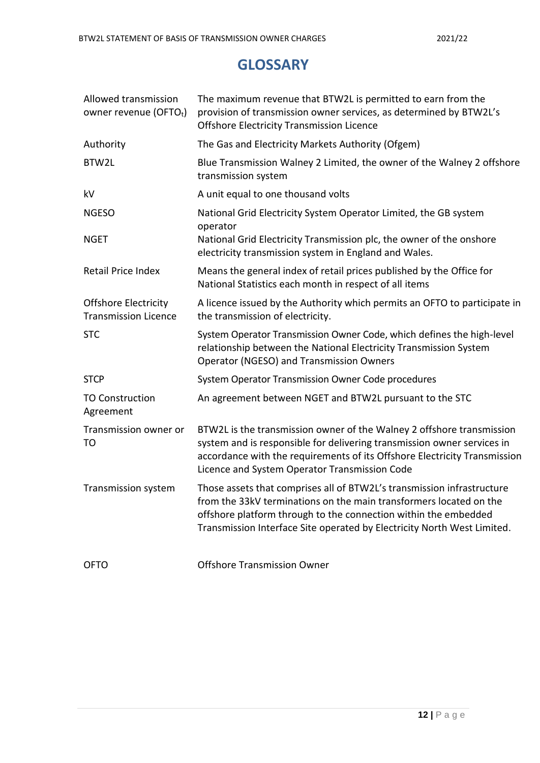# GLOSSARY

| | |
|---|---|
| Allowed transmission owner revenue ($OFTO_t$) | The maximum revenue that BTW2L is permitted to earn from the provision of transmission owner services, as determined by BTW2L's Offshore Electricity Transmission Licence |
| Authority | The Gas and Electricity Markets Authority (Ofgem) |
| BTW2L | Blue Transmission Walney 2 Limited, the owner of the Walney 2 offshore transmission system |
| kV | A unit equal to one thousand volts |
| NGESO | National Grid Electricity System Operator Limited, the GB system operator |
| NGET | National Grid Electricity Transmission plc, the owner of the onshore electricity transmission system in England and Wales. |
| Retail Price Index | Means the general index of retail prices published by the Office for National Statistics each month in respect of all items |
| Offshore Electricity Transmission Licence | A licence issued by the Authority which permits an OFTO to participate in the transmission of electricity. |
| STC | System Operator Transmission Owner Code, which defines the high-level relationship between the National Electricity Transmission System Operator (NGESO) and Transmission Owners |
| STCP | System Operator Transmission Owner Code procedures |
| TO Construction Agreement | An agreement between NGET and BTW2L pursuant to the STC |
| Transmission owner or TO | BTW2L is the transmission owner of the Walney 2 offshore transmission system and is responsible for delivering transmission owner services in accordance with the requirements of its Offshore Electricity Transmission Licence and System Operator Transmission Code |
| Transmission system | Those assets that comprises all of BTW2L's transmission infrastructure from the 33kV terminations on the main transformers located on the offshore platform through to the connection within the embedded Transmission Interface Site operated by Electricity North West Limited. |
| OFTO | Offshore Transmission Owner |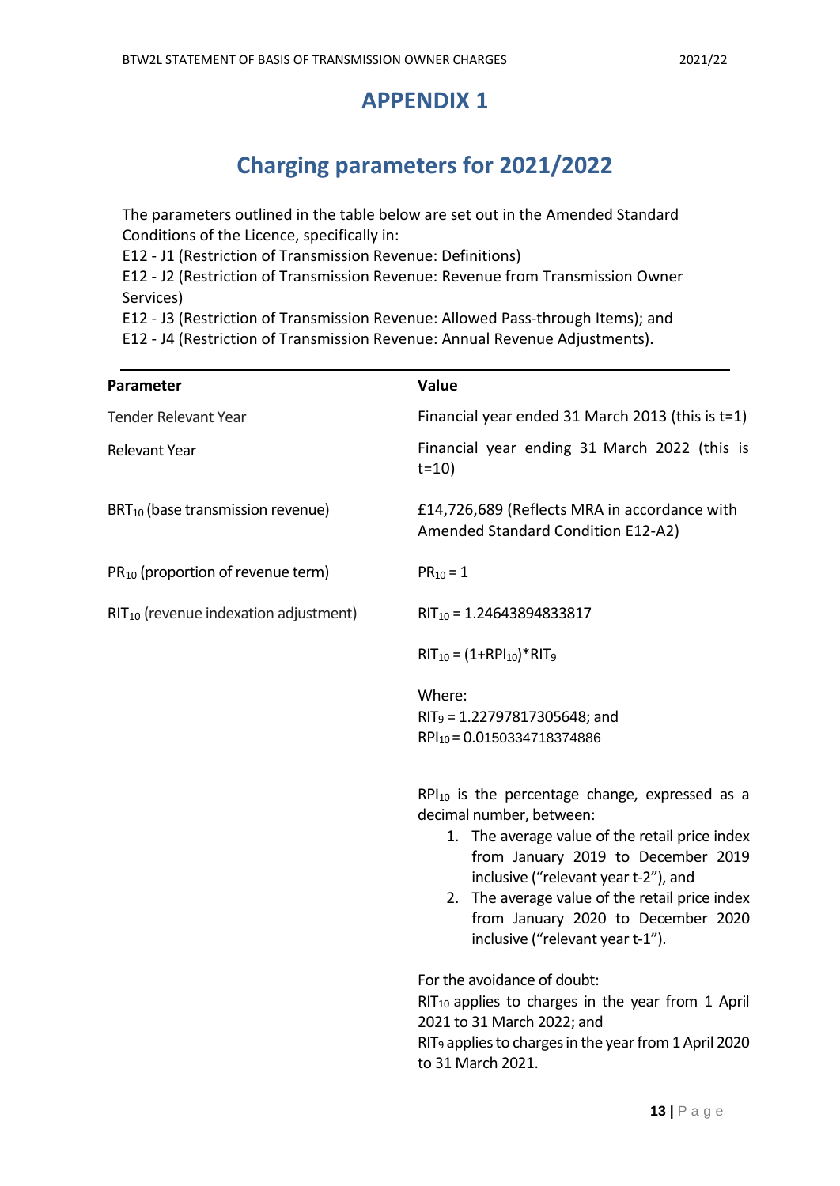# APPENDIX 1

## Charging parameters for 2021/2022

The parameters outlined in the table below are set out in the Amended Standard Conditions of the Licence, specifically in:
E12 - J1 (Restriction of Transmission Revenue: Definitions)
E12 - J2 (Restriction of Transmission Revenue: Revenue from Transmission Owner Services)
E12 - J3 (Restriction of Transmission Revenue: Allowed Pass-through Items); and
E12 - J4 (Restriction of Transmission Revenue: Annual Revenue Adjustments).

| Parameter | Value |
|---|---|
| Tender Relevant Year | Financial year ended 31 March 2013 (this is t=1) |
| Relevant Year | Financial year ending 31 March 2022 (this is t=10) |
| $BRT_{10}$ (base transmission revenue) | £14,726,689 (Reflects MRA in accordance with Amended Standard Condition E12-A2) |
| $PR_{10}$ (proportion of revenue term) | $PR_{10} = 1$ |
| $RIT_{10}$ (revenue indexation adjustment) | $RIT_{10} = 1.24643894833817$<br><br>$RIT_{10} = (1+RPI_{10})*RIT_9$<br><br>Where:<br>$RIT_9 = 1.22797817305648$; and<br>$RPI_{10} = 0.0150334718374886$<br><br>$RPI_{10}$ is the percentage change, expressed as a decimal number, between:<br>1. The average value of the retail price index from January 2019 to December 2019 inclusive ("relevant year t-2"), and<br>2. The average value of the retail price index from January 2020 to December 2020 inclusive ("relevant year t-1").<br><br>For the avoidance of doubt:<br>$RIT_{10}$ applies to charges in the year from 1 April 2021 to 31 March 2022; and<br>$RIT_9$ applies to charges in the year from 1 April 2020 to 31 March 2021. |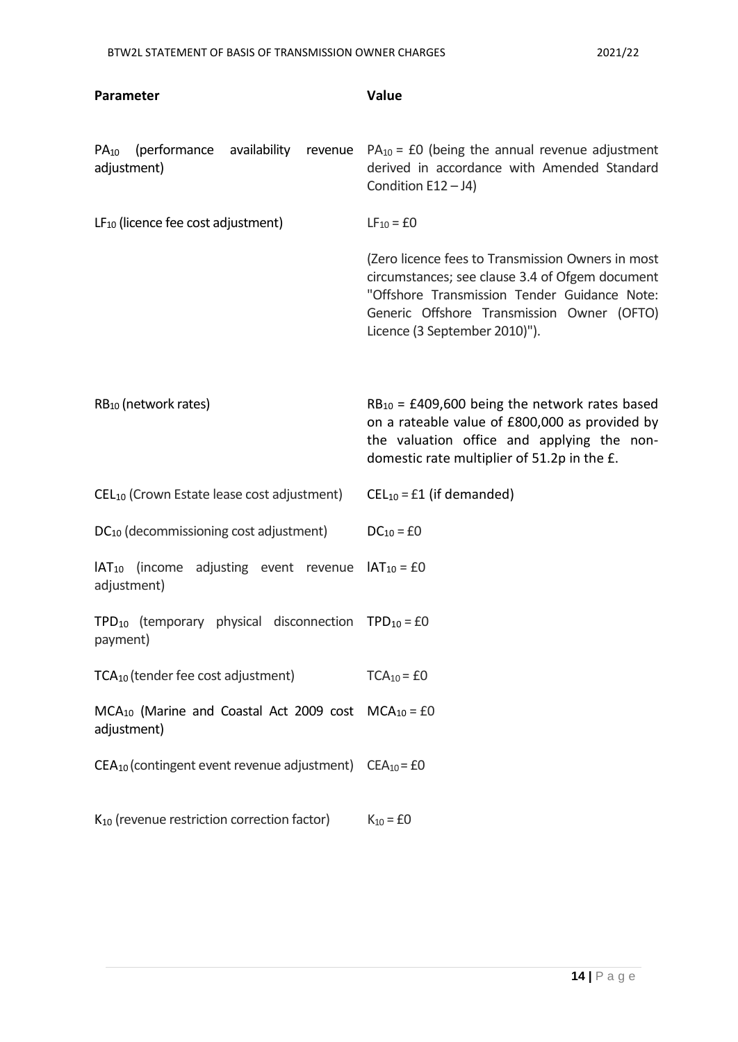| Parameter | Value |
|---|---|
| $PA_{10}$ (performance availability revenue adjustment) | $PA_{10}$ = £0 (being the annual revenue adjustment derived in accordance with Amended Standard Condition E12 – J4) |
| $LF_{10}$ (licence fee cost adjustment) | $LF_{10}$ = £0<br><br>(Zero licence fees to Transmission Owners in most circumstances; see clause 3.4 of Ofgem document "Offshore Transmission Tender Guidance Note: Generic Offshore Transmission Owner (OFTO) Licence (3 September 2010)"). |
| $RB_{10}$ (network rates) | $RB_{10}$ = £409,600 being the network rates based on a rateable value of £800,000 as provided by the valuation office and applying the non-domestic rate multiplier of 51.2p in the £. |
| $CEL_{10}$ (Crown Estate lease cost adjustment) | $CEL_{10}$ = £1 (if demanded) |
| $DC_{10}$ (decommissioning cost adjustment) | $DC_{10}$ = £0 |
| $IAT_{10}$ (income adjusting event revenue adjustment) | $IAT_{10}$ = £0 |
| $TPD_{10}$ (temporary physical disconnection payment) | $TPD_{10}$ = £0 |
| $TCA_{10}$ (tender fee cost adjustment) | $TCA_{10}$ = £0 |
| $MCA_{10}$ (Marine and Coastal Act 2009 cost adjustment) | $MCA_{10}$ = £0 |
| $CEA_{10}$ (contingent event revenue adjustment) | $CEA_{10}$ = £0 |
| $K_{10}$ (revenue restriction correction factor) | $K_{10}$ = £0 |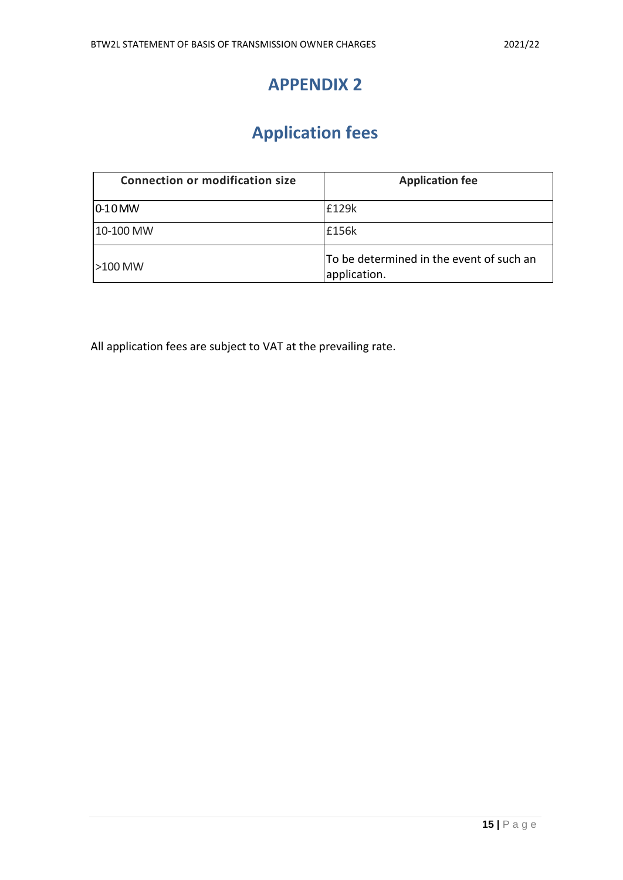# APPENDIX 2

## Application fees

| Connection or modification size | Application fee |
|---|---|
| 0-10 MW | £129k |
| 10-100 MW | £156k |
| >100 MW | To be determined in the event of such an application. |

All application fees are subject to VAT at the prevailing rate.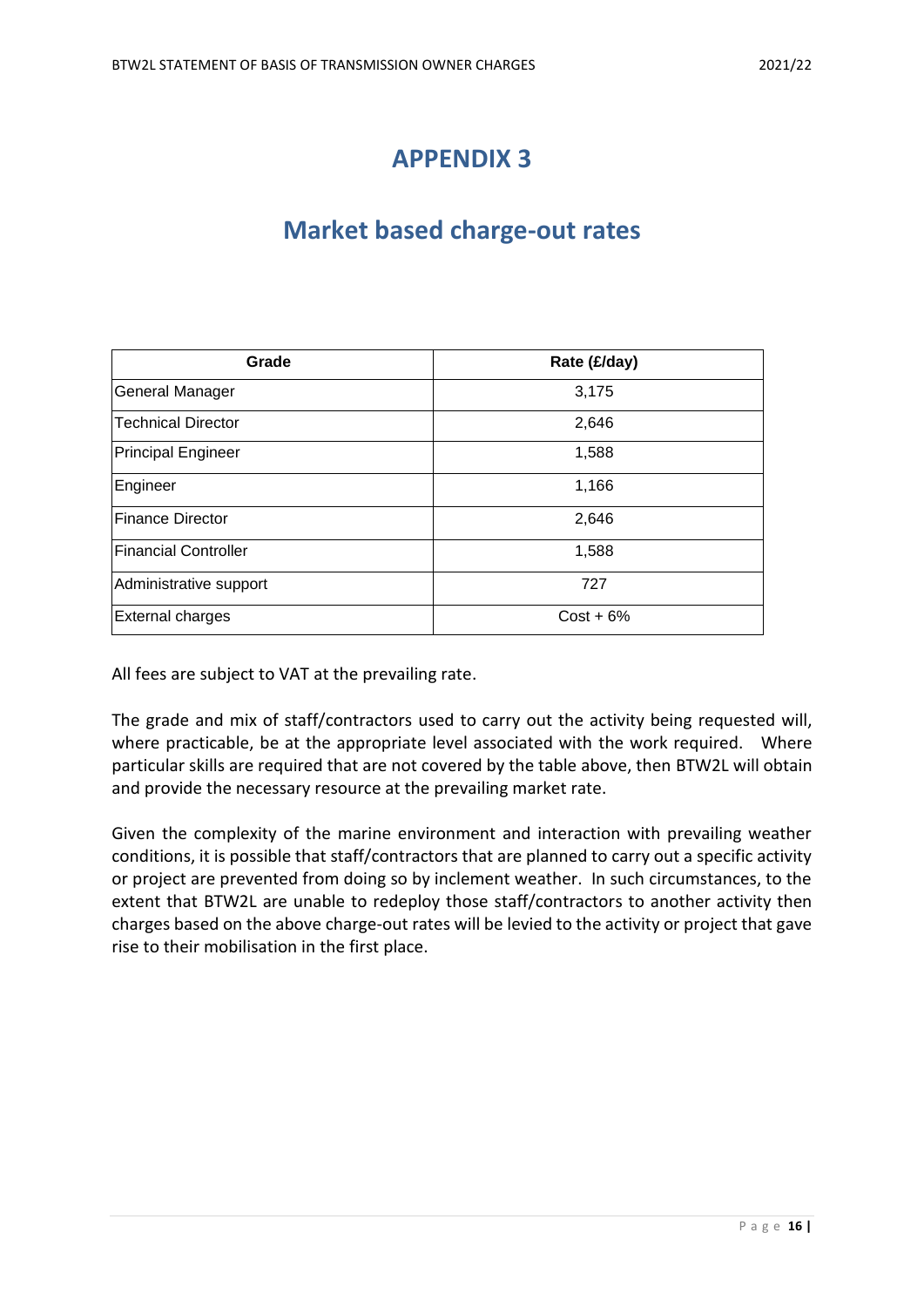# APPENDIX 3

## Market based charge-out rates

| Grade | Rate (£/day) |
| --- | --- |
| General Manager | 3,175 |
| Technical Director | 2,646 |
| Principal Engineer | 1,588 |
| Engineer | 1,166 |
| Finance Director | 2,646 |
| Financial Controller | 1,588 |
| Administrative support | 727 |
| External charges | Cost + 6% |

All fees are subject to VAT at the prevailing rate.

The grade and mix of staff/contractors used to carry out the activity being requested will, where practicable, be at the appropriate level associated with the work required. Where particular skills are required that are not covered by the table above, then BTW2L will obtain and provide the necessary resource at the prevailing market rate.

Given the complexity of the marine environment and interaction with prevailing weather conditions, it is possible that staff/contractors that are planned to carry out a specific activity or project are prevented from doing so by inclement weather. In such circumstances, to the extent that BTW2L are unable to redeploy those staff/contractors to another activity then charges based on the above charge-out rates will be levied to the activity or project that gave rise to their mobilisation in the first place.